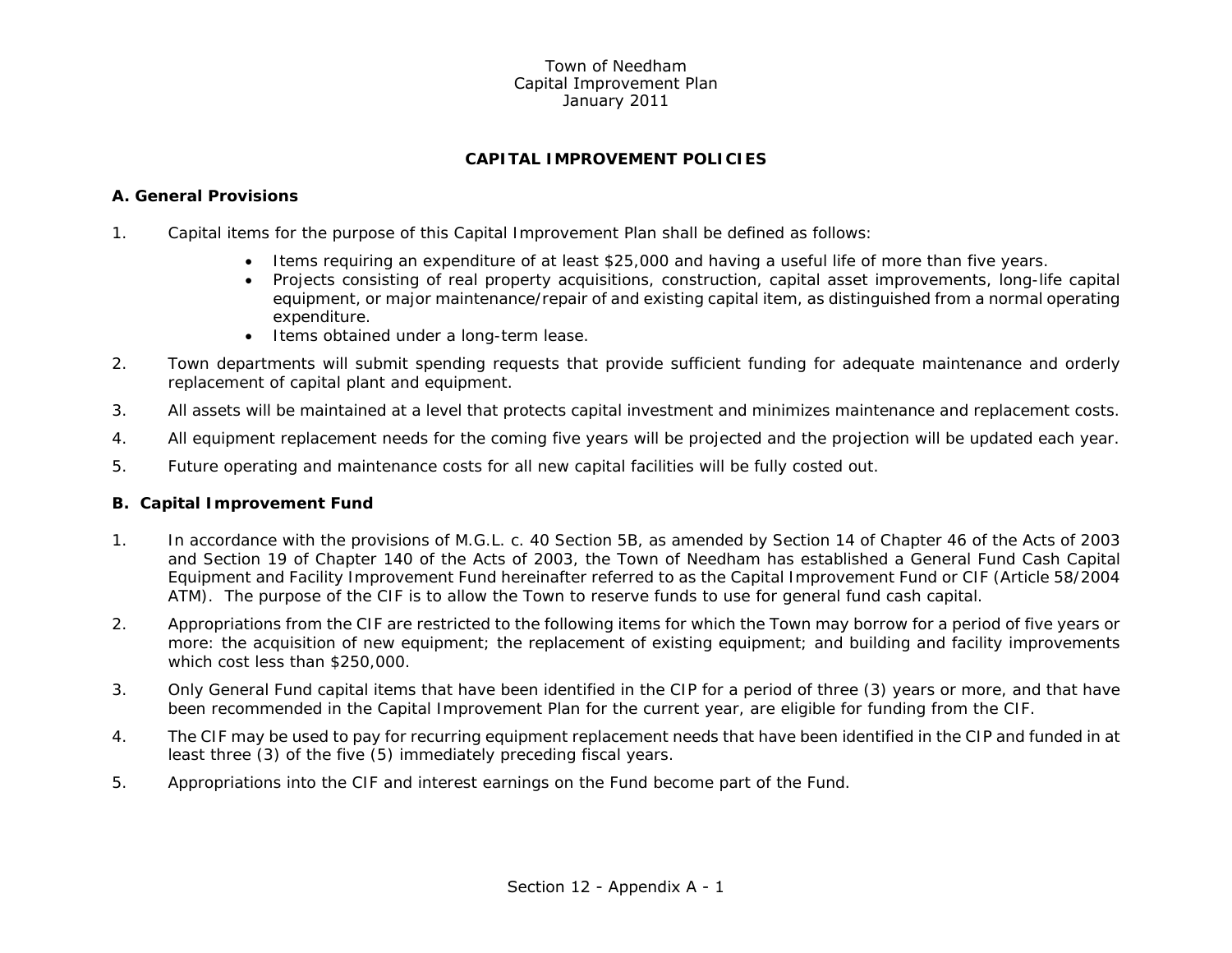Town of Needham
Capital Improvement Plan
January 2011

## CAPITAL IMPROVEMENT POLICIES

### A. General Provisions

1. Capital items for the purpose of this Capital Improvement Plan shall be defined as follows:
   - Items requiring an expenditure of at least $25,000 and having a useful life of more than five years.
   - Projects consisting of real property acquisitions, construction, capital asset improvements, long-life capital equipment, or major maintenance/repair of and existing capital item, as distinguished from a normal operating expenditure.
   - Items obtained under a long-term lease.
2. Town departments will submit spending requests that provide sufficient funding for adequate maintenance and orderly replacement of capital plant and equipment.
3. All assets will be maintained at a level that protects capital investment and minimizes maintenance and replacement costs.
4. All equipment replacement needs for the coming five years will be projected and the projection will be updated each year.
5. Future operating and maintenance costs for all new capital facilities will be fully costed out.

### B. Capital Improvement Fund

1. In accordance with the provisions of M.G.L. c. 40 Section 5B, as amended by Section 14 of Chapter 46 of the Acts of 2003 and Section 19 of Chapter 140 of the Acts of 2003, the Town of Needham has established a General Fund Cash Capital Equipment and Facility Improvement Fund hereinafter referred to as the Capital Improvement Fund or CIF (Article 58/2004 ATM). The purpose of the CIF is to allow the Town to reserve funds to use for general fund cash capital.
2. Appropriations from the CIF are restricted to the following items for which the Town may borrow for a period of five years or more: the acquisition of new equipment; the replacement of existing equipment; and building and facility improvements which cost less than $250,000.
3. Only General Fund capital items that have been identified in the CIP for a period of three (3) years or more, and that have been recommended in the Capital Improvement Plan for the current year, are eligible for funding from the CIF.
4. The CIF may be used to pay for recurring equipment replacement needs that have been identified in the CIP and funded in at least three (3) of the five (5) immediately preceding fiscal years.
5. Appropriations into the CIF and interest earnings on the Fund become part of the Fund.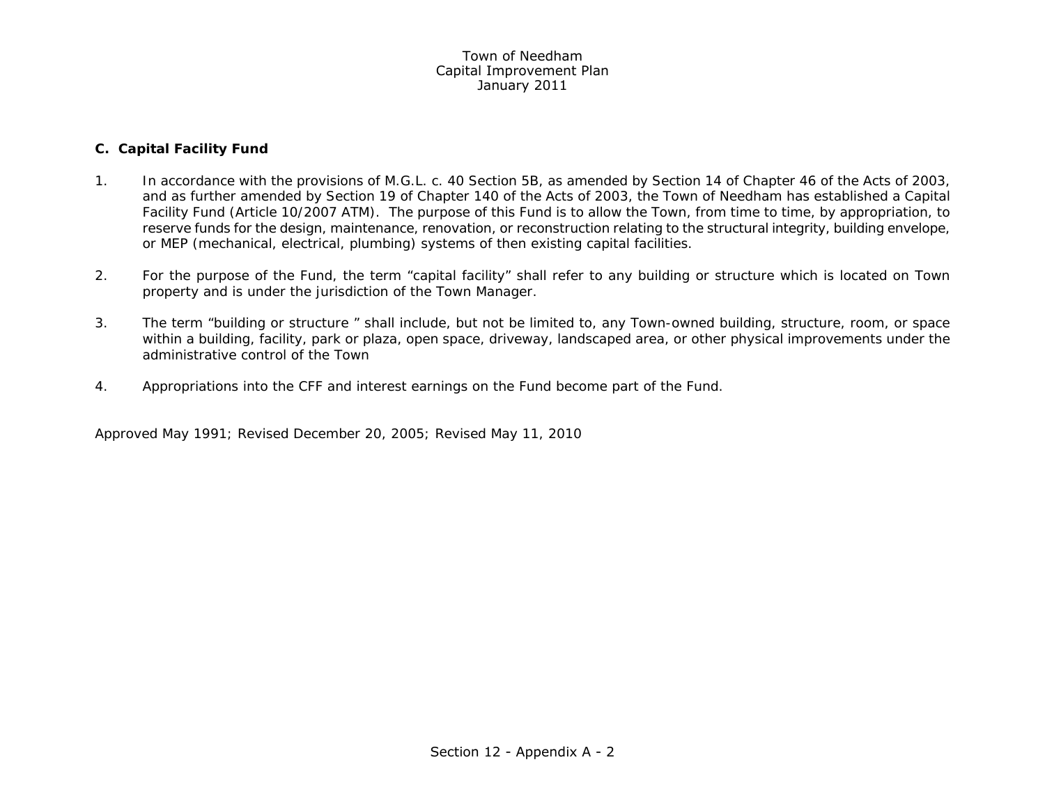### C. Capital Facility Fund

1. In accordance with the provisions of M.G.L. c. 40 Section 5B, as amended by Section 14 of Chapter 46 of the Acts of 2003, and as further amended by Section 19 of Chapter 140 of the Acts of 2003, the Town of Needham has established a Capital Facility Fund (Article 10/2007 ATM). The purpose of this Fund is to allow the Town, from time to time, by appropriation, to reserve funds for the design, maintenance, renovation, or reconstruction relating to the structural integrity, building envelope, or MEP (mechanical, electrical, plumbing) systems of then existing capital facilities.

2. For the purpose of the Fund, the term "capital facility" shall refer to any building or structure which is located on Town property and is under the jurisdiction of the Town Manager.

3. The term "building or structure " shall include, but not be limited to, any Town-owned building, structure, room, or space within a building, facility, park or plaza, open space, driveway, landscaped area, or other physical improvements under the administrative control of the Town

4. Appropriations into the CFF and interest earnings on the Fund become part of the Fund.

Approved May 1991; Revised December 20, 2005; Revised May 11, 2010